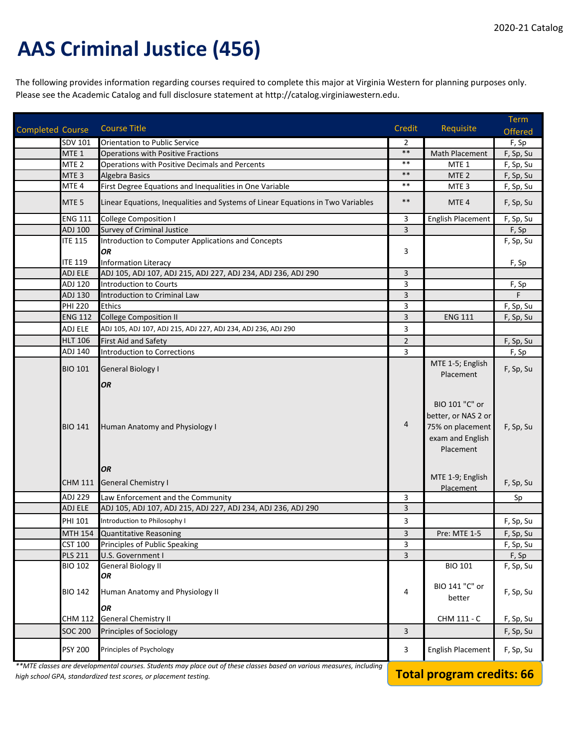2020-21 Catalog

# AAS Criminal Justice (456)

The following provides information regarding courses required to complete this major at Virginia Western for planning purposes only. Please see the Academic Catalog and full disclosure statement at http://catalog.virginiawestern.edu.

| Completed | Course | Course Title | Credit | Requisite | Term Offered |
|---|---|---|---|---|---|
| | SDV 101 | Orientation to Public Service | 2 | | F, Sp |
| | MTE 1 | Operations with Positive Fractions | ** | Math Placement | F, Sp, Su |
| | MTE 2 | Operations with Positive Decimals and Percents | ** | MTE 1 | F, Sp, Su |
| | MTE 3 | Algebra Basics | ** | MTE 2 | F, Sp, Su |
| | MTE 4 | First Degree Equations and Inequalities in One Variable | ** | MTE 3 | F, Sp, Su |
| | MTE 5 | Linear Equations, Inequalities and Systems of Linear Equations in Two Variables | ** | MTE 4 | F, Sp, Su |
| | ENG 111 | College Composition I | 3 | English Placement | F, Sp, Su |
| | ADJ 100 | Survey of Criminal Justice | 3 | | F, Sp |
| | ITE 115<br>ITE 119 | Introduction to Computer Applications and Concepts<br>***OR***<br>Information Literacy | 3 | | F, Sp, Su<br>F, Sp |
| | ADJ ELE | ADJ 105, ADJ 107, ADJ 215, ADJ 227, ADJ 234, ADJ 236, ADJ 290 | 3 | | |
| | ADJ 120 | Introduction to Courts | 3 | | F, Sp |
| | ADJ 130 | Introduction to Criminal Law | 3 | | F |
| | PHI 220 | Ethics | 3 | | F, Sp, Su |
| | ENG 112 | College Composition II | 3 | ENG 111 | F, Sp, Su |
| | ADJ ELE | ADJ 105, ADJ 107, ADJ 215, ADJ 227, ADJ 234, ADJ 236, ADJ 290 | 3 | | |
| | HLT 106 | First Aid and Safety | 2 | | F, Sp, Su |
| | ADJ 140 | Introduction to Corrections | 3 | | F, Sp |
| | BIO 101<br>BIO 141<br>CHM 111 | General Biology I<br>***OR***<br>Human Anatomy and Physiology I<br>***OR***<br>General Chemistry I | 4 | MTE 1-5; English Placement<br>BIO 101 "C" or better, or NAS 2 or 75% on placement exam and English Placement<br>MTE 1-9; English Placement | F, Sp, Su<br>F, Sp, Su<br>F, Sp, Su |
| | ADJ 229 | Law Enforcement and the Community | 3 | | Sp |
| | ADJ ELE | ADJ 105, ADJ 107, ADJ 215, ADJ 227, ADJ 234, ADJ 236, ADJ 290 | 3 | | |
| | PHI 101 | Introduction to Philosophy I | 3 | | F, Sp, Su |
| | MTH 154 | Quantitative Reasoning | 3 | Pre: MTE 1-5 | F, Sp, Su |
| | CST 100 | Principles of Public Speaking | 3 | | F, Sp, Su |
| | PLS 211 | U.S. Government I | 3 | | F, Sp |
| | BIO 102<br>BIO 142<br>CHM 112 | General Biology II<br>***OR***<br>Human Anatomy and Physiology II<br>***OR***<br>General Chemistry II | 4 | BIO 101<br>BIO 141 "C" or better<br>CHM 111 - C | F, Sp, Su<br>F, Sp, Su<br>F, Sp, Su |
| | SOC 200 | Principles of Sociology | 3 | | F, Sp, Su |
| | PSY 200 | Principles of Psychology | 3 | English Placement | F, Sp, Su |

*\*\*MTE classes are developmental courses. Students may place out of these classes based on various measures, including high school GPA, standardized test scores, or placement testing.*

**Total program credits: 66**